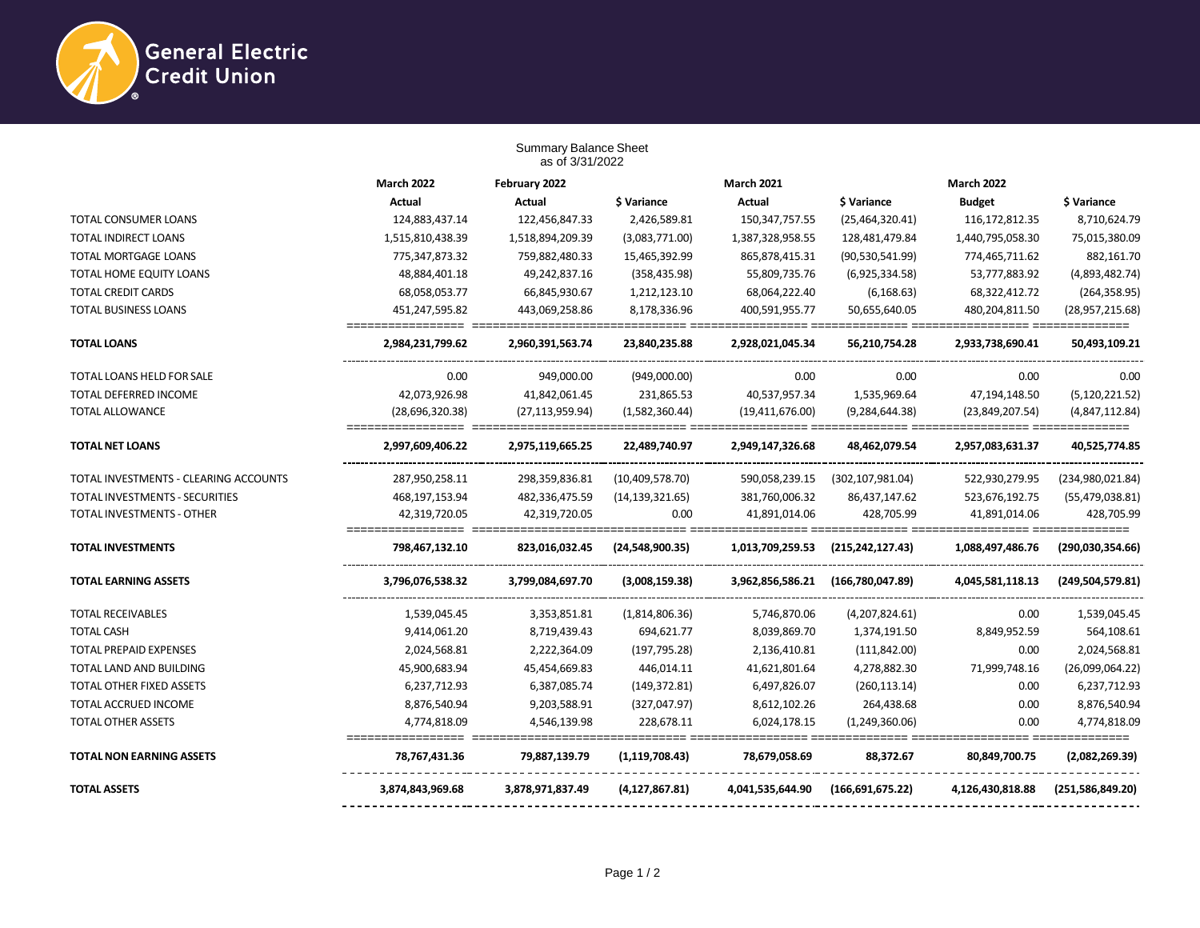General Electric Credit Union

## Summary Balance Sheet
as of 3/31/2022

| | March 2022 | February 2022 | | March 2021 | | March 2022 | |
|---|---|---|---|---|---|---|---|
| | Actual | Actual | $ Variance | Actual | $ Variance | Budget | $ Variance |
| TOTAL CONSUMER LOANS | 124,883,437.14 | 122,456,847.33 | 2,426,589.81 | 150,347,757.55 | (25,464,320.41) | 116,172,812.35 | 8,710,624.79 |
| TOTAL INDIRECT LOANS | 1,515,810,438.39 | 1,518,894,209.39 | (3,083,771.00) | 1,387,328,958.55 | 128,481,479.84 | 1,440,795,058.30 | 75,015,380.09 |
| TOTAL MORTGAGE LOANS | 775,347,873.32 | 759,882,480.33 | 15,465,392.99 | 865,878,415.31 | (90,530,541.99) | 774,465,711.62 | 882,161.70 |
| TOTAL HOME EQUITY LOANS | 48,884,401.18 | 49,242,837.16 | (358,435.98) | 55,809,735.76 | (6,925,334.58) | 53,777,883.92 | (4,893,482.74) |
| TOTAL CREDIT CARDS | 68,058,053.77 | 66,845,930.67 | 1,212,123.10 | 68,064,222.40 | (6,168.63) | 68,322,412.72 | (264,358.95) |
| TOTAL BUSINESS LOANS | 451,247,595.82 | 443,069,258.86 | 8,178,336.96 | 400,591,955.77 | 50,655,640.05 | 480,204,811.50 | (28,957,215.68) |
| **TOTAL LOANS** | **2,984,231,799.62** | **2,960,391,563.74** | **23,840,235.88** | **2,928,021,045.34** | **56,210,754.28** | **2,933,738,690.41** | **50,493,109.21** |
| TOTAL LOANS HELD FOR SALE | 0.00 | 949,000.00 | (949,000.00) | 0.00 | 0.00 | 0.00 | 0.00 |
| TOTAL DEFERRED INCOME | 42,073,926.98 | 41,842,061.45 | 231,865.53 | 40,537,957.34 | 1,535,969.64 | 47,194,148.50 | (5,120,221.52) |
| TOTAL ALLOWANCE | (28,696,320.38) | (27,113,959.94) | (1,582,360.44) | (19,411,676.00) | (9,284,644.38) | (23,849,207.54) | (4,847,112.84) |
| **TOTAL NET LOANS** | **2,997,609,406.22** | **2,975,119,665.25** | **22,489,740.97** | **2,949,147,326.68** | **48,462,079.54** | **2,957,083,631.37** | **40,525,774.85** |
| TOTAL INVESTMENTS - CLEARING ACCOUNTS | 287,950,258.11 | 298,359,836.81 | (10,409,578.70) | 590,058,239.15 | (302,107,981.04) | 522,930,279.95 | (234,980,021.84) |
| TOTAL INVESTMENTS - SECURITIES | 468,197,153.94 | 482,336,475.59 | (14,139,321.65) | 381,760,006.32 | 86,437,147.62 | 523,676,192.75 | (55,479,038.81) |
| TOTAL INVESTMENTS - OTHER | 42,319,720.05 | 42,319,720.05 | 0.00 | 41,891,014.06 | 428,705.99 | 41,891,014.06 | 428,705.99 |
| **TOTAL INVESTMENTS** | **798,467,132.10** | **823,016,032.45** | **(24,548,900.35)** | **1,013,709,259.53** | **(215,242,127.43)** | **1,088,497,486.76** | **(290,030,354.66)** |
| **TOTAL EARNING ASSETS** | **3,796,076,538.32** | **3,799,084,697.70** | **(3,008,159.38)** | **3,962,856,586.21** | **(166,780,047.89)** | **4,045,581,118.13** | **(249,504,579.81)** |
| TOTAL RECEIVABLES | 1,539,045.45 | 3,353,851.81 | (1,814,806.36) | 5,746,870.06 | (4,207,824.61) | 0.00 | 1,539,045.45 |
| TOTAL CASH | 9,414,061.20 | 8,719,439.43 | 694,621.77 | 8,039,869.70 | 1,374,191.50 | 8,849,952.59 | 564,108.61 |
| TOTAL PREPAID EXPENSES | 2,024,568.81 | 2,222,364.09 | (197,795.28) | 2,136,410.81 | (111,842.00) | 0.00 | 2,024,568.81 |
| TOTAL LAND AND BUILDING | 45,900,683.94 | 45,454,669.83 | 446,014.11 | 41,621,801.64 | 4,278,882.30 | 71,999,748.16 | (26,099,064.22) |
| TOTAL OTHER FIXED ASSETS | 6,237,712.93 | 6,387,085.74 | (149,372.81) | 6,497,826.07 | (260,113.14) | 0.00 | 6,237,712.93 |
| TOTAL ACCRUED INCOME | 8,876,540.94 | 9,203,588.91 | (327,047.97) | 8,612,102.26 | 264,438.68 | 0.00 | 8,876,540.94 |
| TOTAL OTHER ASSETS | 4,774,818.09 | 4,546,139.98 | 228,678.11 | 6,024,178.15 | (1,249,360.06) | 0.00 | 4,774,818.09 |
| **TOTAL NON EARNING ASSETS** | **78,767,431.36** | **79,887,139.79** | **(1,119,708.43)** | **78,679,058.69** | **88,372.67** | **80,849,700.75** | **(2,082,269.39)** |
| **TOTAL ASSETS** | **3,874,843,969.68** | **3,878,971,837.49** | **(4,127,867.81)** | **4,041,535,644.90** | **(166,691,675.22)** | **4,126,430,818.88** | **(251,586,849.20)** |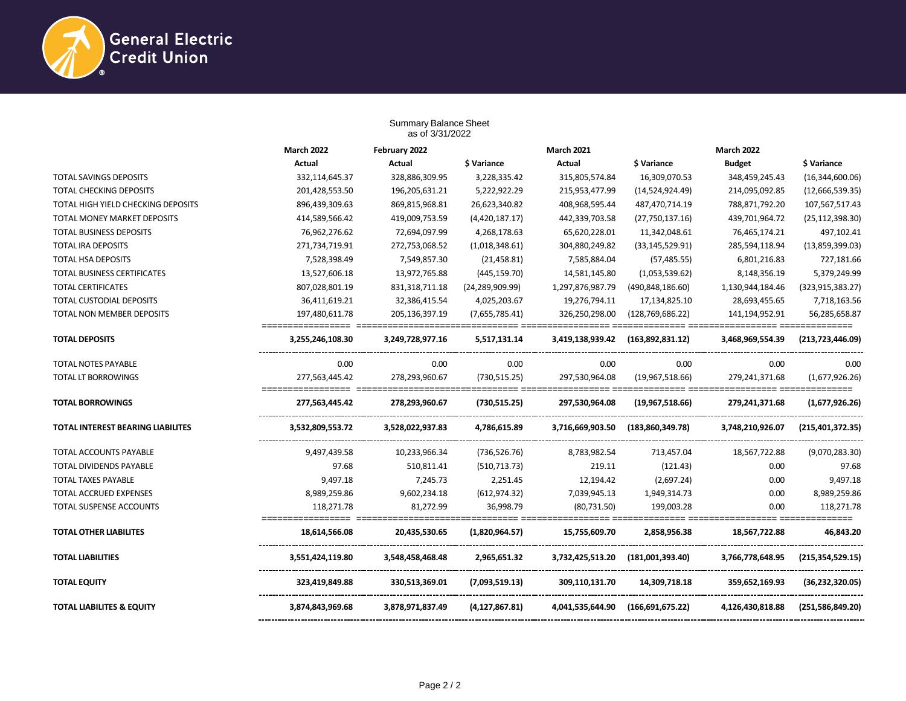General Electric Credit Union

Summary Balance Sheet
as of 3/31/2022

| | March 2022 | February 2022 | | March 2021 | | March 2022 | |
|---|---|---|---|---|---|---|---|
| | Actual | Actual | $ Variance | Actual | $ Variance | Budget | $ Variance |
| TOTAL SAVINGS DEPOSITS | 332,114,645.37 | 328,886,309.95 | 3,228,335.42 | 315,805,574.84 | 16,309,070.53 | 348,459,245.43 | (16,344,600.06) |
| TOTAL CHECKING DEPOSITS | 201,428,553.50 | 196,205,631.21 | 5,222,922.29 | 215,953,477.99 | (14,524,924.49) | 214,095,092.85 | (12,666,539.35) |
| TOTAL HIGH YIELD CHECKING DEPOSITS | 896,439,309.63 | 869,815,968.81 | 26,623,340.82 | 408,968,595.44 | 487,470,714.19 | 788,871,792.20 | 107,567,517.43 |
| TOTAL MONEY MARKET DEPOSITS | 414,589,566.42 | 419,009,753.59 | (4,420,187.17) | 442,339,703.58 | (27,750,137.16) | 439,701,964.72 | (25,112,398.30) |
| TOTAL BUSINESS DEPOSITS | 76,962,276.62 | 72,694,097.99 | 4,268,178.63 | 65,620,228.01 | 11,342,048.61 | 76,465,174.21 | 497,102.41 |
| TOTAL IRA DEPOSITS | 271,734,719.91 | 272,753,068.52 | (1,018,348.61) | 304,880,249.82 | (33,145,529.91) | 285,594,118.94 | (13,859,399.03) |
| TOTAL HSA DEPOSITS | 7,528,398.49 | 7,549,857.30 | (21,458.81) | 7,585,884.04 | (57,485.55) | 6,801,216.83 | 727,181.66 |
| TOTAL BUSINESS CERTIFICATES | 13,527,606.18 | 13,972,765.88 | (445,159.70) | 14,581,145.80 | (1,053,539.62) | 8,148,356.19 | 5,379,249.99 |
| TOTAL CERTIFICATES | 807,028,801.19 | 831,318,711.18 | (24,289,909.99) | 1,297,876,987.79 | (490,848,186.60) | 1,130,944,184.46 | (323,915,383.27) |
| TOTAL CUSTODIAL DEPOSITS | 36,411,619.21 | 32,386,415.54 | 4,025,203.67 | 19,276,794.11 | 17,134,825.10 | 28,693,455.65 | 7,718,163.56 |
| TOTAL NON MEMBER DEPOSITS | 197,480,611.78 | 205,136,397.19 | (7,655,785.41) | 326,250,298.00 | (128,769,686.22) | 141,194,952.91 | 56,285,658.87 |
| **TOTAL DEPOSITS** | **3,255,246,108.30** | **3,249,728,977.16** | **5,517,131.14** | **3,419,138,939.42** | **(163,892,831.12)** | **3,468,969,554.39** | **(213,723,446.09)** |
| TOTAL NOTES PAYABLE | 0.00 | 0.00 | 0.00 | 0.00 | 0.00 | 0.00 | 0.00 |
| TOTAL LT BORROWINGS | 277,563,445.42 | 278,293,960.67 | (730,515.25) | 297,530,964.08 | (19,967,518.66) | 279,241,371.68 | (1,677,926.26) |
| **TOTAL BORROWINGS** | **277,563,445.42** | **278,293,960.67** | **(730,515.25)** | **297,530,964.08** | **(19,967,518.66)** | **279,241,371.68** | **(1,677,926.26)** |
| **TOTAL INTEREST BEARING LIABILITES** | **3,532,809,553.72** | **3,528,022,937.83** | **4,786,615.89** | **3,716,669,903.50** | **(183,860,349.78)** | **3,748,210,926.07** | **(215,401,372.35)** |
| TOTAL ACCOUNTS PAYABLE | 9,497,439.58 | 10,233,966.34 | (736,526.76) | 8,783,982.54 | 713,457.04 | 18,567,722.88 | (9,070,283.30) |
| TOTAL DIVIDENDS PAYABLE | 97.68 | 510,811.41 | (510,713.73) | 219.11 | (121.43) | 0.00 | 97.68 |
| TOTAL TAXES PAYABLE | 9,497.18 | 7,245.73 | 2,251.45 | 12,194.42 | (2,697.24) | 0.00 | 9,497.18 |
| TOTAL ACCRUED EXPENSES | 8,989,259.86 | 9,602,234.18 | (612,974.32) | 7,039,945.13 | 1,949,314.73 | 0.00 | 8,989,259.86 |
| TOTAL SUSPENSE ACCOUNTS | 118,271.78 | 81,272.99 | 36,998.79 | (80,731.50) | 199,003.28 | 0.00 | 118,271.78 |
| **TOTAL OTHER LIABILITES** | **18,614,566.08** | **20,435,530.65** | **(1,820,964.57)** | **15,755,609.70** | **2,858,956.38** | **18,567,722.88** | **46,843.20** |
| **TOTAL LIABILITIES** | **3,551,424,119.80** | **3,548,458,468.48** | **2,965,651.32** | **3,732,425,513.20** | **(181,001,393.40)** | **3,766,778,648.95** | **(215,354,529.15)** |
| **TOTAL EQUITY** | **323,419,849.88** | **330,513,369.01** | **(7,093,519.13)** | **309,110,131.70** | **14,309,718.18** | **359,652,169.93** | **(36,232,320.05)** |
| **TOTAL LIABILITES & EQUITY** | **3,874,843,969.68** | **3,878,971,837.49** | **(4,127,867.81)** | **4,041,535,644.90** | **(166,691,675.22)** | **4,126,430,818.88** | **(251,586,849.20)** |